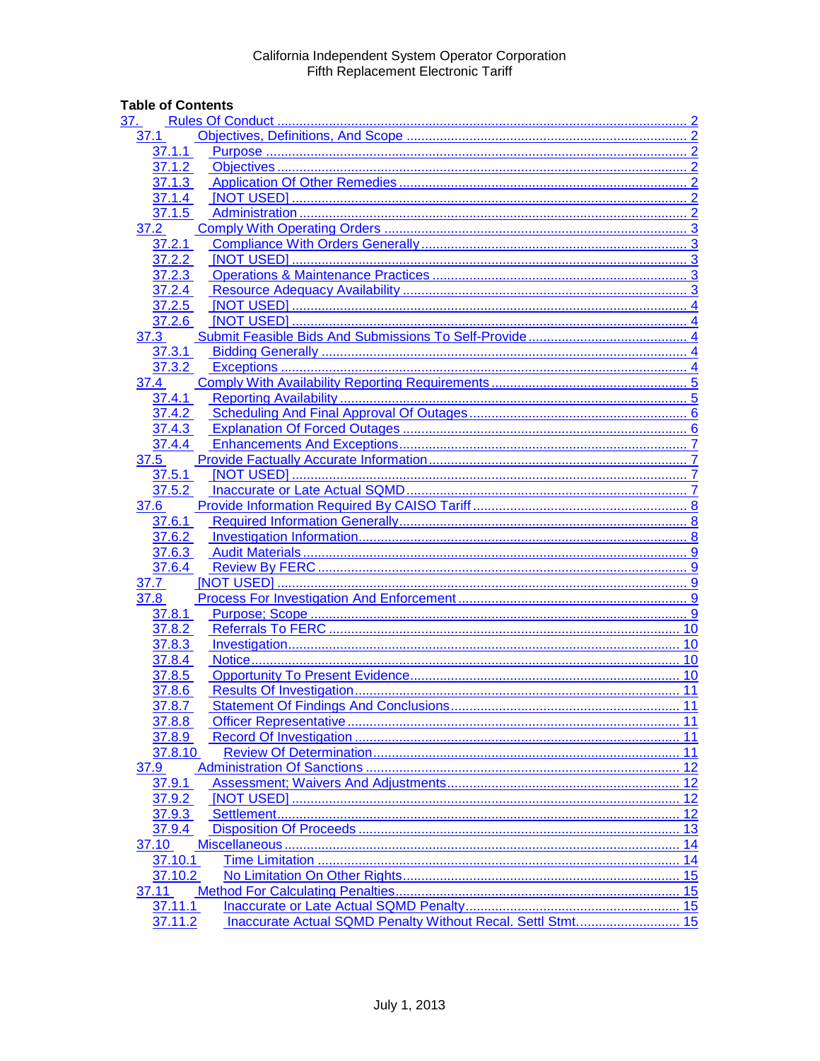California Independent System Operator Corporation
Fifth Replacement Electronic Tariff

**Table of Contents**

37. Rules Of Conduct ........ 2
  - 37.1 Objectives, Definitions, And Scope ........ 2
    - 37.1.1 Purpose ........ 2
    - 37.1.2 Objectives ........ 2
    - 37.1.3 Application Of Other Remedies ........ 2
    - 37.1.4 [NOT USED] ........ 2
    - 37.1.5 Administration ........ 2
  - 37.2 Comply With Operating Orders ........ 3
    - 37.2.1 Compliance With Orders Generally ........ 3
    - 37.2.2 [NOT USED] ........ 3
    - 37.2.3 Operations & Maintenance Practices ........ 3
    - 37.2.4 Resource Adequacy Availability ........ 3
    - 37.2.5 [NOT USED] ........ 4
    - 37.2.6 [NOT USED] ........ 4
  - 37.3 Submit Feasible Bids And Submissions To Self-Provide ........ 4
    - 37.3.1 Bidding Generally ........ 4
    - 37.3.2 Exceptions ........ 4
  - 37.4 Comply With Availability Reporting Requirements ........ 5
    - 37.4.1 Reporting Availability ........ 5
    - 37.4.2 Scheduling And Final Approval Of Outages ........ 6
    - 37.4.3 Explanation Of Forced Outages ........ 6
    - 37.4.4 Enhancements And Exceptions ........ 7
  - 37.5 Provide Factually Accurate Information ........ 7
    - 37.5.1 [NOT USED] ........ 7
    - 37.5.2 Inaccurate or Late Actual SQMD ........ 7
  - 37.6 Provide Information Required By CAISO Tariff ........ 8
    - 37.6.1 Required Information Generally ........ 8
    - 37.6.2 Investigation Information ........ 8
    - 37.6.3 Audit Materials ........ 9
    - 37.6.4 Review By FERC ........ 9
  - 37.7 [NOT USED] ........ 9
  - 37.8 Process For Investigation And Enforcement ........ 9
    - 37.8.1 Purpose; Scope ........ 9
    - 37.8.2 Referrals To FERC ........ 10
    - 37.8.3 Investigation ........ 10
    - 37.8.4 Notice ........ 10
    - 37.8.5 Opportunity To Present Evidence ........ 10
    - 37.8.6 Results Of Investigation ........ 11
    - 37.8.7 Statement Of Findings And Conclusions ........ 11
    - 37.8.8 Officer Representative ........ 11
    - 37.8.9 Record Of Investigation ........ 11
    - 37.8.10 Review Of Determination ........ 11
  - 37.9 Administration Of Sanctions ........ 12
    - 37.9.1 Assessment; Waivers And Adjustments ........ 12
    - 37.9.2 [NOT USED] ........ 12
    - 37.9.3 Settlement ........ 12
    - 37.9.4 Disposition Of Proceeds ........ 13
  - 37.10 Miscellaneous ........ 14
    - 37.10.1 Time Limitation ........ 14
    - 37.10.2 No Limitation On Other Rights ........ 15
  - 37.11 Method For Calculating Penalties ........ 15
    - 37.11.1 Inaccurate or Late Actual SQMD Penalty ........ 15
    - 37.11.2 Inaccurate Actual SQMD Penalty Without Recal. Settl Stmt. ........ 15

July 1, 2013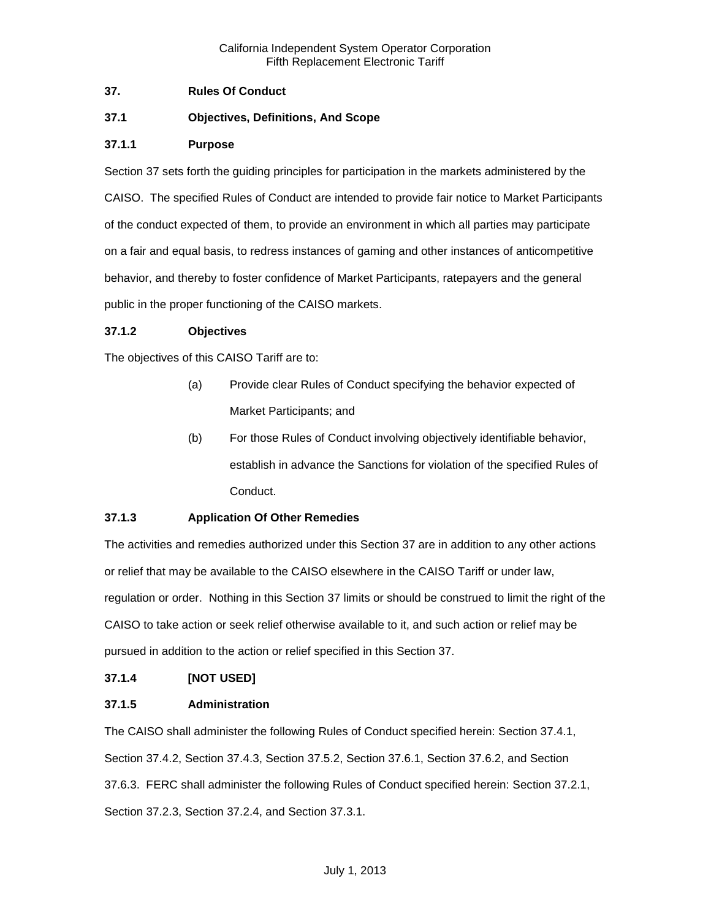## 37. Rules Of Conduct

### 37.1 Objectives, Definitions, And Scope

#### 37.1.1 Purpose

Section 37 sets forth the guiding principles for participation in the markets administered by the CAISO. The specified Rules of Conduct are intended to provide fair notice to Market Participants of the conduct expected of them, to provide an environment in which all parties may participate on a fair and equal basis, to redress instances of gaming and other instances of anticompetitive behavior, and thereby to foster confidence of Market Participants, ratepayers and the general public in the proper functioning of the CAISO markets.

#### 37.1.2 Objectives

The objectives of this CAISO Tariff are to:

(a) Provide clear Rules of Conduct specifying the behavior expected of Market Participants; and

(b) For those Rules of Conduct involving objectively identifiable behavior, establish in advance the Sanctions for violation of the specified Rules of Conduct.

#### 37.1.3 Application Of Other Remedies

The activities and remedies authorized under this Section 37 are in addition to any other actions or relief that may be available to the CAISO elsewhere in the CAISO Tariff or under law, regulation or order. Nothing in this Section 37 limits or should be construed to limit the right of the CAISO to take action or seek relief otherwise available to it, and such action or relief may be pursued in addition to the action or relief specified in this Section 37.

#### 37.1.4 [NOT USED]

#### 37.1.5 Administration

The CAISO shall administer the following Rules of Conduct specified herein: Section 37.4.1, Section 37.4.2, Section 37.4.3, Section 37.5.2, Section 37.6.1, Section 37.6.2, and Section 37.6.3. FERC shall administer the following Rules of Conduct specified herein: Section 37.2.1, Section 37.2.3, Section 37.2.4, and Section 37.3.1.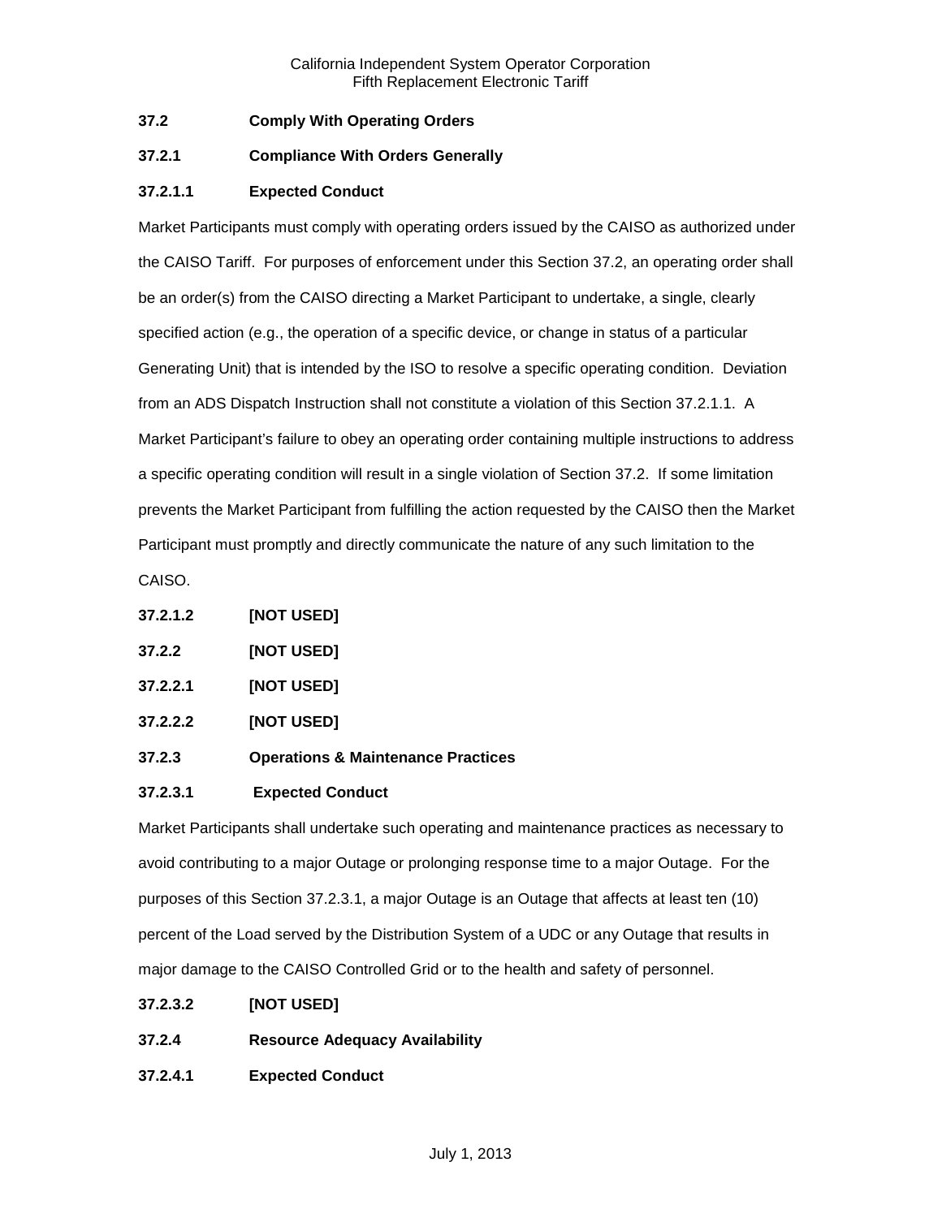**37.2 Comply With Operating Orders**

**37.2.1 Compliance With Orders Generally**

**37.2.1.1 Expected Conduct**

Market Participants must comply with operating orders issued by the CAISO as authorized under the CAISO Tariff. For purposes of enforcement under this Section 37.2, an operating order shall be an order(s) from the CAISO directing a Market Participant to undertake, a single, clearly specified action (e.g., the operation of a specific device, or change in status of a particular Generating Unit) that is intended by the ISO to resolve a specific operating condition. Deviation from an ADS Dispatch Instruction shall not constitute a violation of this Section 37.2.1.1. A Market Participant's failure to obey an operating order containing multiple instructions to address a specific operating condition will result in a single violation of Section 37.2. If some limitation prevents the Market Participant from fulfilling the action requested by the CAISO then the Market Participant must promptly and directly communicate the nature of any such limitation to the CAISO.

**37.2.1.2 [NOT USED]**

**37.2.2 [NOT USED]**

**37.2.2.1 [NOT USED]**

**37.2.2.2 [NOT USED]**

**37.2.3 Operations & Maintenance Practices**

**37.2.3.1 Expected Conduct**

Market Participants shall undertake such operating and maintenance practices as necessary to avoid contributing to a major Outage or prolonging response time to a major Outage. For the purposes of this Section 37.2.3.1, a major Outage is an Outage that affects at least ten (10) percent of the Load served by the Distribution System of a UDC or any Outage that results in major damage to the CAISO Controlled Grid or to the health and safety of personnel.

**37.2.3.2 [NOT USED]**

**37.2.4 Resource Adequacy Availability**

**37.2.4.1 Expected Conduct**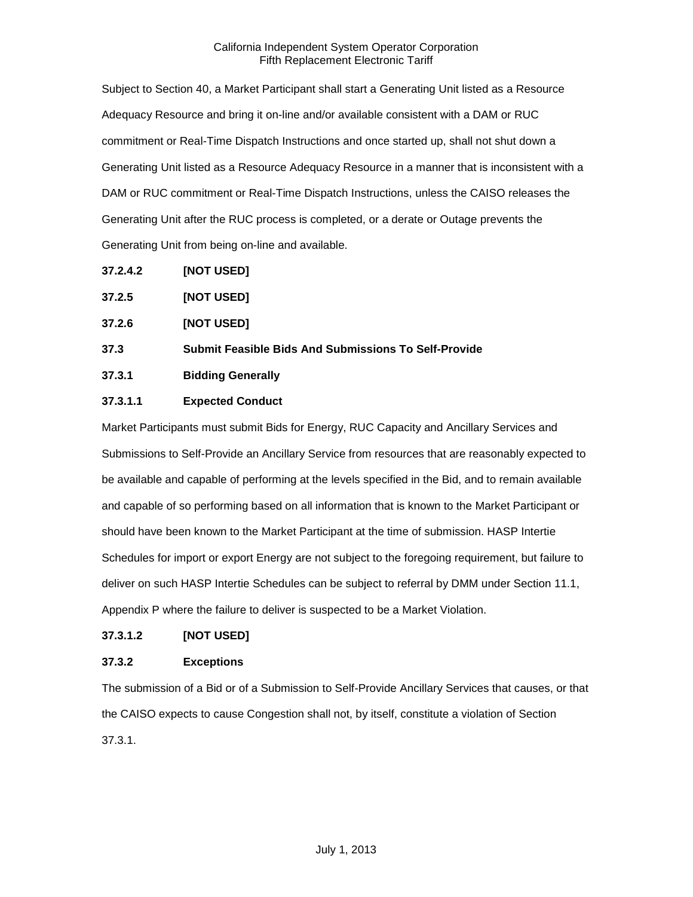Subject to Section 40, a Market Participant shall start a Generating Unit listed as a Resource Adequacy Resource and bring it on-line and/or available consistent with a DAM or RUC commitment or Real-Time Dispatch Instructions and once started up, shall not shut down a Generating Unit listed as a Resource Adequacy Resource in a manner that is inconsistent with a DAM or RUC commitment or Real-Time Dispatch Instructions, unless the CAISO releases the Generating Unit after the RUC process is completed, or a derate or Outage prevents the Generating Unit from being on-line and available.

**37.2.4.2 [NOT USED]**

**37.2.5 [NOT USED]**

**37.2.6 [NOT USED]**

**37.3 Submit Feasible Bids And Submissions To Self-Provide**

**37.3.1 Bidding Generally**

**37.3.1.1 Expected Conduct**

Market Participants must submit Bids for Energy, RUC Capacity and Ancillary Services and Submissions to Self-Provide an Ancillary Service from resources that are reasonably expected to be available and capable of performing at the levels specified in the Bid, and to remain available and capable of so performing based on all information that is known to the Market Participant or should have been known to the Market Participant at the time of submission. HASP Intertie Schedules for import or export Energy are not subject to the foregoing requirement, but failure to deliver on such HASP Intertie Schedules can be subject to referral by DMM under Section 11.1, Appendix P where the failure to deliver is suspected to be a Market Violation.

**37.3.1.2 [NOT USED]**

**37.3.2 Exceptions**

The submission of a Bid or of a Submission to Self-Provide Ancillary Services that causes, or that the CAISO expects to cause Congestion shall not, by itself, constitute a violation of Section 37.3.1.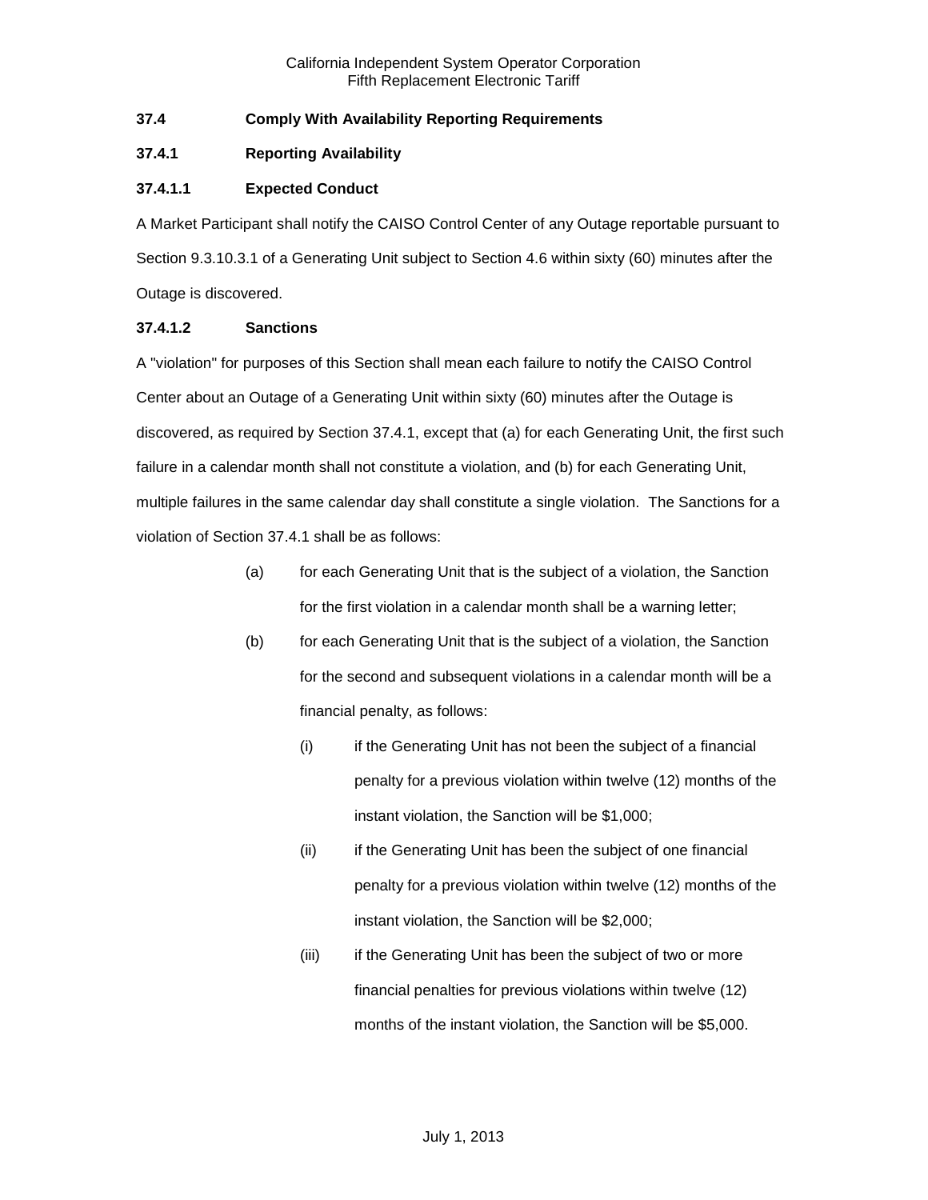### 37.4 Comply With Availability Reporting Requirements

### 37.4.1 Reporting Availability

#### 37.4.1.1 Expected Conduct

A Market Participant shall notify the CAISO Control Center of any Outage reportable pursuant to Section 9.3.10.3.1 of a Generating Unit subject to Section 4.6 within sixty (60) minutes after the Outage is discovered.

#### 37.4.1.2 Sanctions

A "violation" for purposes of this Section shall mean each failure to notify the CAISO Control Center about an Outage of a Generating Unit within sixty (60) minutes after the Outage is discovered, as required by Section 37.4.1, except that (a) for each Generating Unit, the first such failure in a calendar month shall not constitute a violation, and (b) for each Generating Unit, multiple failures in the same calendar day shall constitute a single violation. The Sanctions for a violation of Section 37.4.1 shall be as follows:

(a) for each Generating Unit that is the subject of a violation, the Sanction for the first violation in a calendar month shall be a warning letter;

(b) for each Generating Unit that is the subject of a violation, the Sanction for the second and subsequent violations in a calendar month will be a financial penalty, as follows:

  (i) if the Generating Unit has not been the subject of a financial penalty for a previous violation within twelve (12) months of the instant violation, the Sanction will be $1,000;

  (ii) if the Generating Unit has been the subject of one financial penalty for a previous violation within twelve (12) months of the instant violation, the Sanction will be $2,000;

  (iii) if the Generating Unit has been the subject of two or more financial penalties for previous violations within twelve (12) months of the instant violation, the Sanction will be $5,000.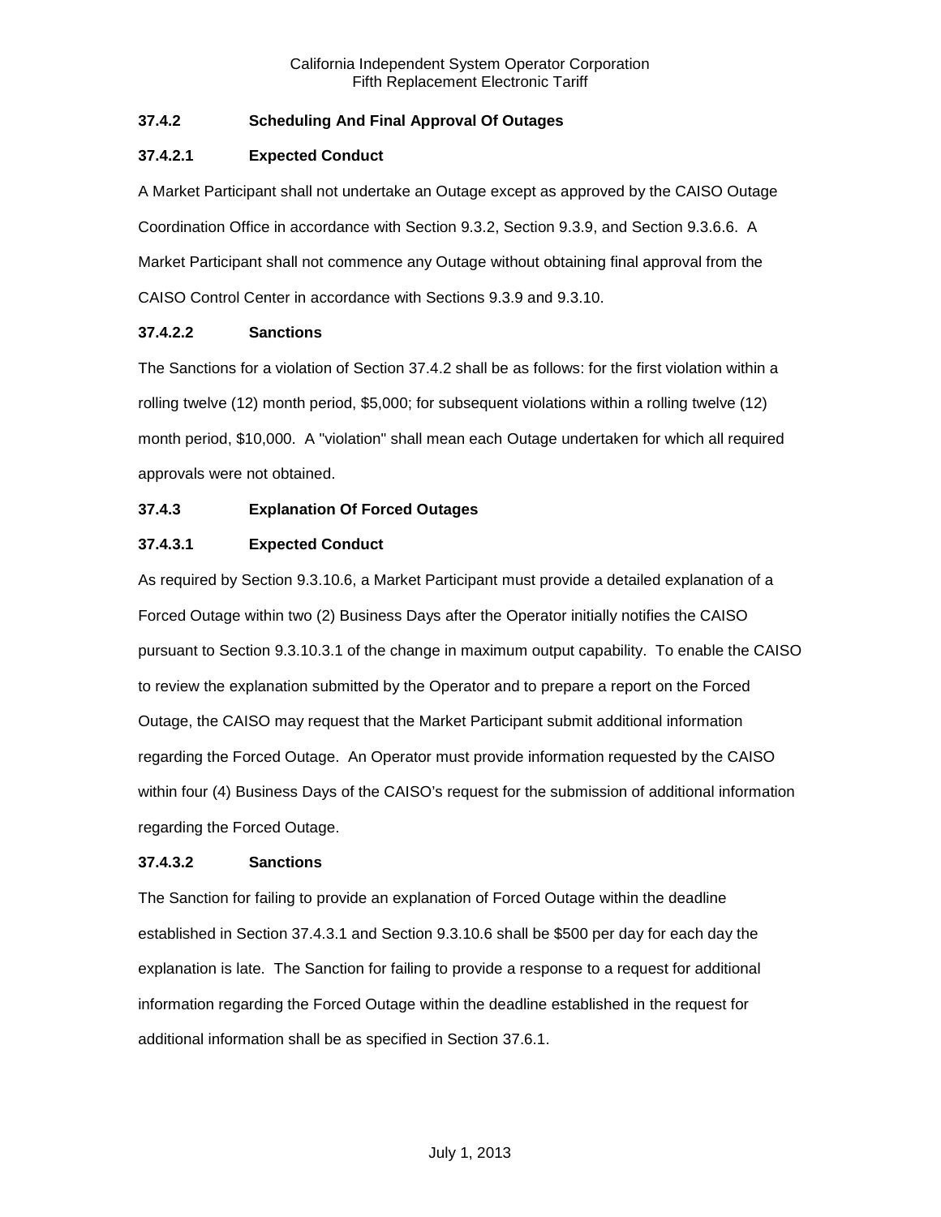### 37.4.2 Scheduling And Final Approval Of Outages

#### 37.4.2.1 Expected Conduct

A Market Participant shall not undertake an Outage except as approved by the CAISO Outage Coordination Office in accordance with Section 9.3.2, Section 9.3.9, and Section 9.3.6.6. A Market Participant shall not commence any Outage without obtaining final approval from the CAISO Control Center in accordance with Sections 9.3.9 and 9.3.10.

#### 37.4.2.2 Sanctions

The Sanctions for a violation of Section 37.4.2 shall be as follows: for the first violation within a rolling twelve (12) month period, $5,000; for subsequent violations within a rolling twelve (12) month period, $10,000. A "violation" shall mean each Outage undertaken for which all required approvals were not obtained.

### 37.4.3 Explanation Of Forced Outages

#### 37.4.3.1 Expected Conduct

As required by Section 9.3.10.6, a Market Participant must provide a detailed explanation of a Forced Outage within two (2) Business Days after the Operator initially notifies the CAISO pursuant to Section 9.3.10.3.1 of the change in maximum output capability. To enable the CAISO to review the explanation submitted by the Operator and to prepare a report on the Forced Outage, the CAISO may request that the Market Participant submit additional information regarding the Forced Outage. An Operator must provide information requested by the CAISO within four (4) Business Days of the CAISO's request for the submission of additional information regarding the Forced Outage.

#### 37.4.3.2 Sanctions

The Sanction for failing to provide an explanation of Forced Outage within the deadline established in Section 37.4.3.1 and Section 9.3.10.6 shall be $500 per day for each day the explanation is late. The Sanction for failing to provide a response to a request for additional information regarding the Forced Outage within the deadline established in the request for additional information shall be as specified in Section 37.6.1.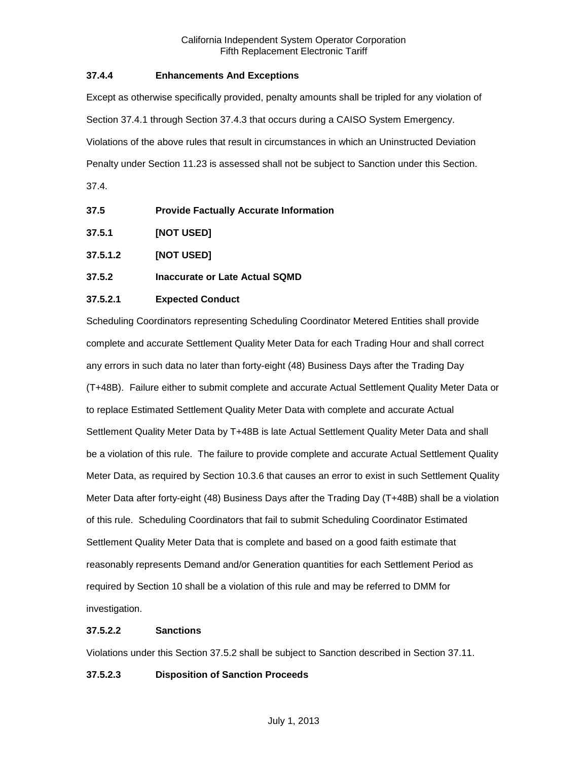### 37.4.4 Enhancements And Exceptions

Except as otherwise specifically provided, penalty amounts shall be tripled for any violation of Section 37.4.1 through Section 37.4.3 that occurs during a CAISO System Emergency. Violations of the above rules that result in circumstances in which an Uninstructed Deviation Penalty under Section 11.23 is assessed shall not be subject to Sanction under this Section. 37.4.

## 37.5 Provide Factually Accurate Information

### 37.5.1 [NOT USED]

### 37.5.1.2 [NOT USED]

### 37.5.2 Inaccurate or Late Actual SQMD

### 37.5.2.1 Expected Conduct

Scheduling Coordinators representing Scheduling Coordinator Metered Entities shall provide complete and accurate Settlement Quality Meter Data for each Trading Hour and shall correct any errors in such data no later than forty-eight (48) Business Days after the Trading Day (T+48B). Failure either to submit complete and accurate Actual Settlement Quality Meter Data or to replace Estimated Settlement Quality Meter Data with complete and accurate Actual Settlement Quality Meter Data by T+48B is late Actual Settlement Quality Meter Data and shall be a violation of this rule. The failure to provide complete and accurate Actual Settlement Quality Meter Data, as required by Section 10.3.6 that causes an error to exist in such Settlement Quality Meter Data after forty-eight (48) Business Days after the Trading Day (T+48B) shall be a violation of this rule. Scheduling Coordinators that fail to submit Scheduling Coordinator Estimated Settlement Quality Meter Data that is complete and based on a good faith estimate that reasonably represents Demand and/or Generation quantities for each Settlement Period as required by Section 10 shall be a violation of this rule and may be referred to DMM for investigation.

### 37.5.2.2 Sanctions

Violations under this Section 37.5.2 shall be subject to Sanction described in Section 37.11.

### 37.5.2.3 Disposition of Sanction Proceeds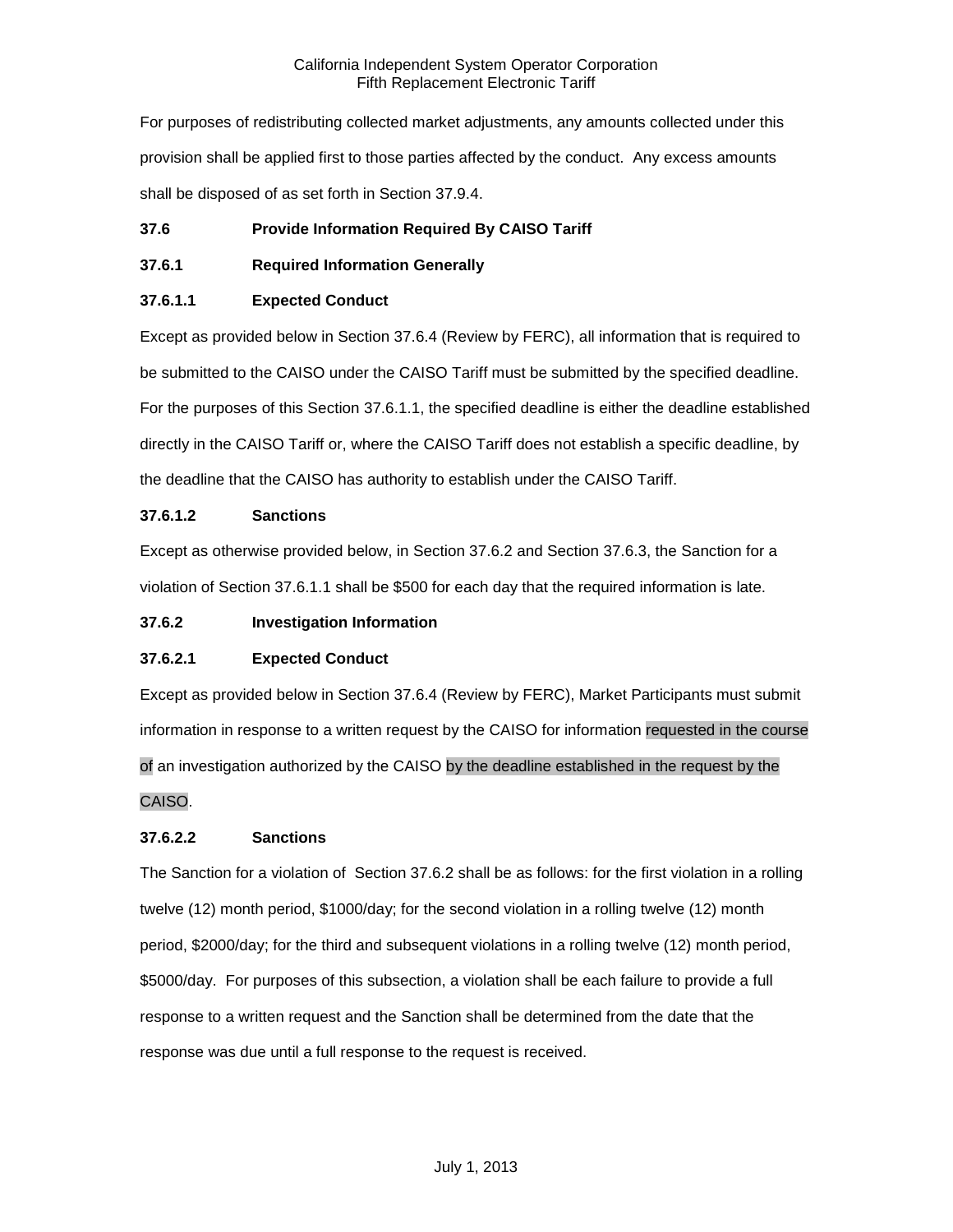For purposes of redistributing collected market adjustments, any amounts collected under this provision shall be applied first to those parties affected by the conduct. Any excess amounts shall be disposed of as set forth in Section 37.9.4.

**37.6 Provide Information Required By CAISO Tariff**

**37.6.1 Required Information Generally**

**37.6.1.1 Expected Conduct**

Except as provided below in Section 37.6.4 (Review by FERC), all information that is required to be submitted to the CAISO under the CAISO Tariff must be submitted by the specified deadline. For the purposes of this Section 37.6.1.1, the specified deadline is either the deadline established directly in the CAISO Tariff or, where the CAISO Tariff does not establish a specific deadline, by the deadline that the CAISO has authority to establish under the CAISO Tariff.

**37.6.1.2 Sanctions**

Except as otherwise provided below, in Section 37.6.2 and Section 37.6.3, the Sanction for a violation of Section 37.6.1.1 shall be $500 for each day that the required information is late.

**37.6.2 Investigation Information**

**37.6.2.1 Expected Conduct**

Except as provided below in Section 37.6.4 (Review by FERC), Market Participants must submit information in response to a written request by the CAISO for information requested in the course of an investigation authorized by the CAISO by the deadline established in the request by the CAISO.

**37.6.2.2 Sanctions**

The Sanction for a violation of Section 37.6.2 shall be as follows: for the first violation in a rolling twelve (12) month period, $1000/day; for the second violation in a rolling twelve (12) month period, $2000/day; for the third and subsequent violations in a rolling twelve (12) month period, $5000/day. For purposes of this subsection, a violation shall be each failure to provide a full response to a written request and the Sanction shall be determined from the date that the response was due until a full response to the request is received.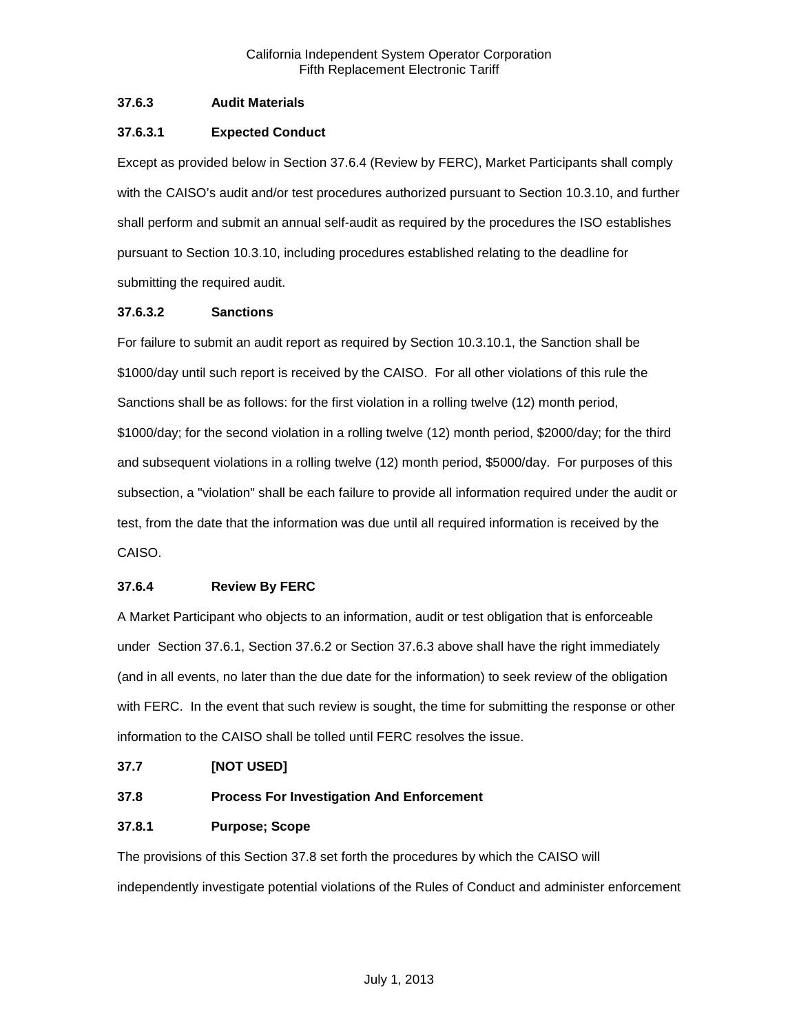### 37.6.3 Audit Materials

#### 37.6.3.1 Expected Conduct

Except as provided below in Section 37.6.4 (Review by FERC), Market Participants shall comply with the CAISO's audit and/or test procedures authorized pursuant to Section 10.3.10, and further shall perform and submit an annual self-audit as required by the procedures the ISO establishes pursuant to Section 10.3.10, including procedures established relating to the deadline for submitting the required audit.

#### 37.6.3.2 Sanctions

For failure to submit an audit report as required by Section 10.3.10.1, the Sanction shall be $1000/day until such report is received by the CAISO. For all other violations of this rule the Sanctions shall be as follows: for the first violation in a rolling twelve (12) month period, $1000/day; for the second violation in a rolling twelve (12) month period, $2000/day; for the third and subsequent violations in a rolling twelve (12) month period, $5000/day. For purposes of this subsection, a "violation" shall be each failure to provide all information required under the audit or test, from the date that the information was due until all required information is received by the CAISO.

### 37.6.4 Review By FERC

A Market Participant who objects to an information, audit or test obligation that is enforceable under Section 37.6.1, Section 37.6.2 or Section 37.6.3 above shall have the right immediately (and in all events, no later than the due date for the information) to seek review of the obligation with FERC. In the event that such review is sought, the time for submitting the response or other information to the CAISO shall be tolled until FERC resolves the issue.

## 37.7 [NOT USED]

## 37.8 Process For Investigation And Enforcement

### 37.8.1 Purpose; Scope

The provisions of this Section 37.8 set forth the procedures by which the CAISO will independently investigate potential violations of the Rules of Conduct and administer enforcement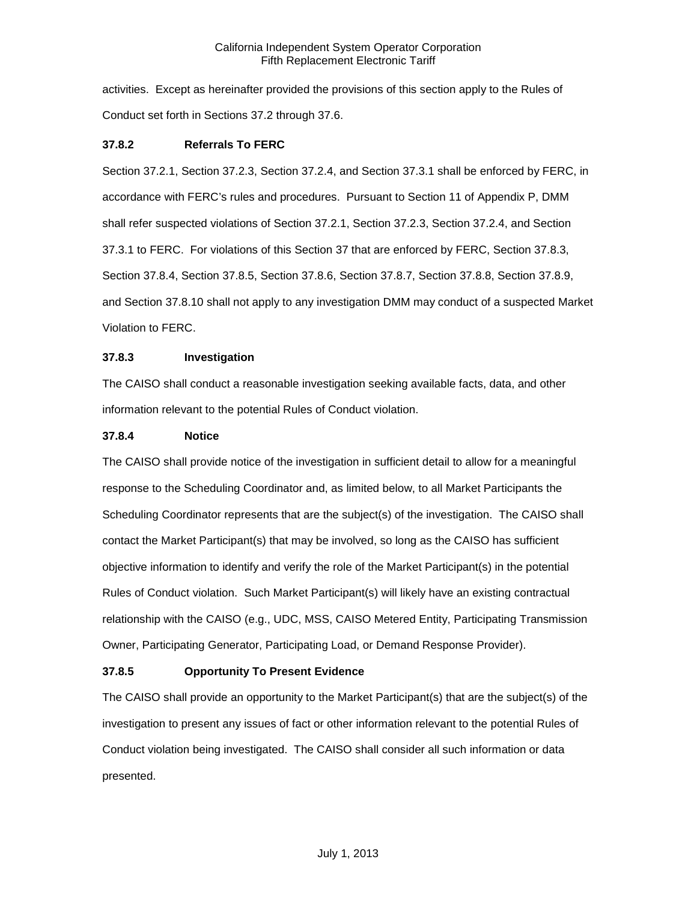activities. Except as hereinafter provided the provisions of this section apply to the Rules of Conduct set forth in Sections 37.2 through 37.6.

### 37.8.2 Referrals To FERC

Section 37.2.1, Section 37.2.3, Section 37.2.4, and Section 37.3.1 shall be enforced by FERC, in accordance with FERC's rules and procedures. Pursuant to Section 11 of Appendix P, DMM shall refer suspected violations of Section 37.2.1, Section 37.2.3, Section 37.2.4, and Section 37.3.1 to FERC. For violations of this Section 37 that are enforced by FERC, Section 37.8.3, Section 37.8.4, Section 37.8.5, Section 37.8.6, Section 37.8.7, Section 37.8.8, Section 37.8.9, and Section 37.8.10 shall not apply to any investigation DMM may conduct of a suspected Market Violation to FERC.

### 37.8.3 Investigation

The CAISO shall conduct a reasonable investigation seeking available facts, data, and other information relevant to the potential Rules of Conduct violation.

### 37.8.4 Notice

The CAISO shall provide notice of the investigation in sufficient detail to allow for a meaningful response to the Scheduling Coordinator and, as limited below, to all Market Participants the Scheduling Coordinator represents that are the subject(s) of the investigation. The CAISO shall contact the Market Participant(s) that may be involved, so long as the CAISO has sufficient objective information to identify and verify the role of the Market Participant(s) in the potential Rules of Conduct violation. Such Market Participant(s) will likely have an existing contractual relationship with the CAISO (e.g., UDC, MSS, CAISO Metered Entity, Participating Transmission Owner, Participating Generator, Participating Load, or Demand Response Provider).

### 37.8.5 Opportunity To Present Evidence

The CAISO shall provide an opportunity to the Market Participant(s) that are the subject(s) of the investigation to present any issues of fact or other information relevant to the potential Rules of Conduct violation being investigated. The CAISO shall consider all such information or data presented.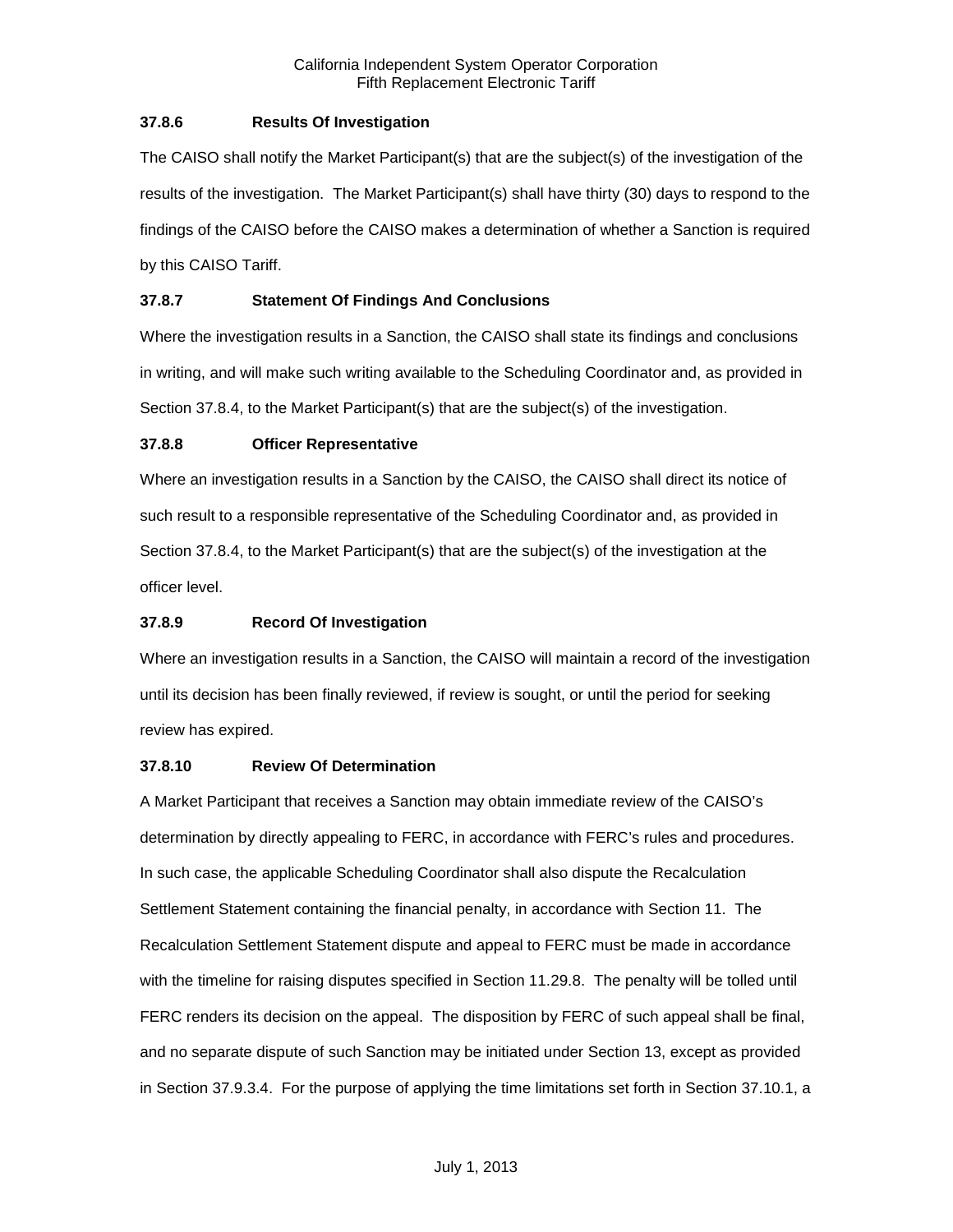### 37.8.6 Results Of Investigation

The CAISO shall notify the Market Participant(s) that are the subject(s) of the investigation of the results of the investigation. The Market Participant(s) shall have thirty (30) days to respond to the findings of the CAISO before the CAISO makes a determination of whether a Sanction is required by this CAISO Tariff.

### 37.8.7 Statement Of Findings And Conclusions

Where the investigation results in a Sanction, the CAISO shall state its findings and conclusions in writing, and will make such writing available to the Scheduling Coordinator and, as provided in Section 37.8.4, to the Market Participant(s) that are the subject(s) of the investigation.

### 37.8.8 Officer Representative

Where an investigation results in a Sanction by the CAISO, the CAISO shall direct its notice of such result to a responsible representative of the Scheduling Coordinator and, as provided in Section 37.8.4, to the Market Participant(s) that are the subject(s) of the investigation at the officer level.

### 37.8.9 Record Of Investigation

Where an investigation results in a Sanction, the CAISO will maintain a record of the investigation until its decision has been finally reviewed, if review is sought, or until the period for seeking review has expired.

### 37.8.10 Review Of Determination

A Market Participant that receives a Sanction may obtain immediate review of the CAISO's determination by directly appealing to FERC, in accordance with FERC's rules and procedures. In such case, the applicable Scheduling Coordinator shall also dispute the Recalculation Settlement Statement containing the financial penalty, in accordance with Section 11. The Recalculation Settlement Statement dispute and appeal to FERC must be made in accordance with the timeline for raising disputes specified in Section 11.29.8. The penalty will be tolled until FERC renders its decision on the appeal. The disposition by FERC of such appeal shall be final, and no separate dispute of such Sanction may be initiated under Section 13, except as provided in Section 37.9.3.4. For the purpose of applying the time limitations set forth in Section 37.10.1, a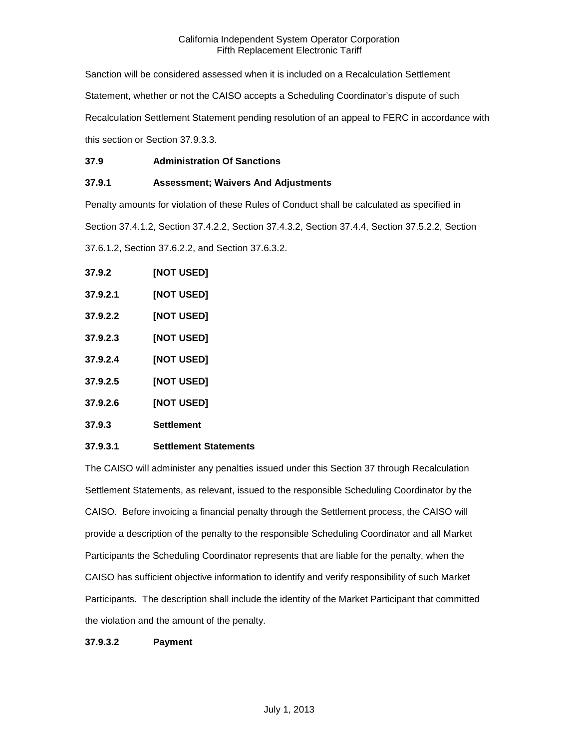Sanction will be considered assessed when it is included on a Recalculation Settlement Statement, whether or not the CAISO accepts a Scheduling Coordinator's dispute of such Recalculation Settlement Statement pending resolution of an appeal to FERC in accordance with this section or Section 37.9.3.3.

### 37.9 Administration Of Sanctions

### 37.9.1 Assessment; Waivers And Adjustments

Penalty amounts for violation of these Rules of Conduct shall be calculated as specified in Section 37.4.1.2, Section 37.4.2.2, Section 37.4.3.2, Section 37.4.4, Section 37.5.2.2, Section 37.6.1.2, Section 37.6.2.2, and Section 37.6.3.2.

### 37.9.2 [NOT USED]

### 37.9.2.1 [NOT USED]

### 37.9.2.2 [NOT USED]

### 37.9.2.3 [NOT USED]

### 37.9.2.4 [NOT USED]

### 37.9.2.5 [NOT USED]

### 37.9.2.6 [NOT USED]

### 37.9.3 Settlement

### 37.9.3.1 Settlement Statements

The CAISO will administer any penalties issued under this Section 37 through Recalculation Settlement Statements, as relevant, issued to the responsible Scheduling Coordinator by the CAISO. Before invoicing a financial penalty through the Settlement process, the CAISO will provide a description of the penalty to the responsible Scheduling Coordinator and all Market Participants the Scheduling Coordinator represents that are liable for the penalty, when the CAISO has sufficient objective information to identify and verify responsibility of such Market Participants. The description shall include the identity of the Market Participant that committed the violation and the amount of the penalty.

### 37.9.3.2 Payment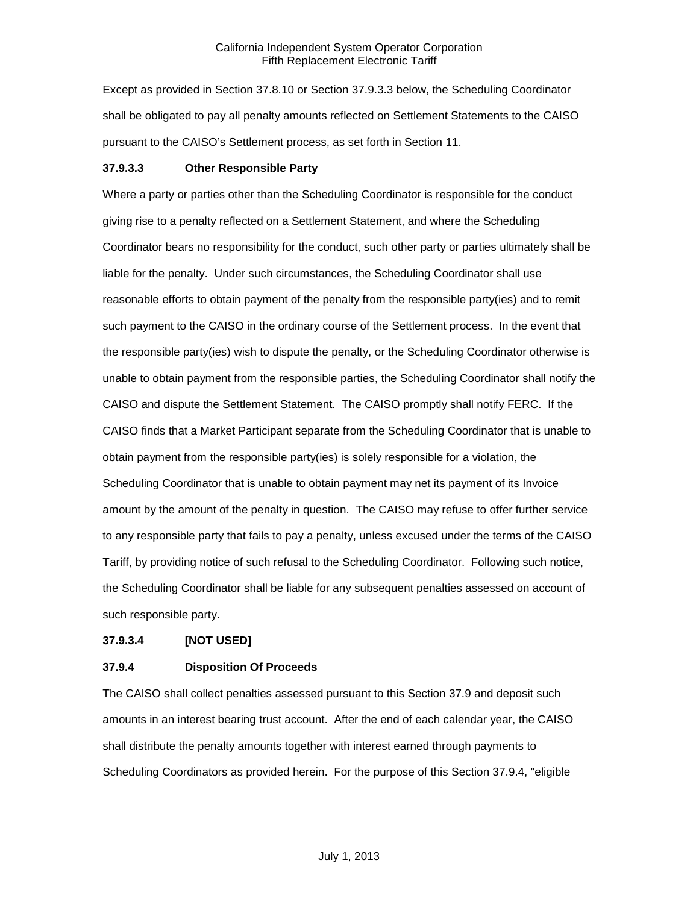Except as provided in Section 37.8.10 or Section 37.9.3.3 below, the Scheduling Coordinator shall be obligated to pay all penalty amounts reflected on Settlement Statements to the CAISO pursuant to the CAISO's Settlement process, as set forth in Section 11.

**37.9.3.3 Other Responsible Party**

Where a party or parties other than the Scheduling Coordinator is responsible for the conduct giving rise to a penalty reflected on a Settlement Statement, and where the Scheduling Coordinator bears no responsibility for the conduct, such other party or parties ultimately shall be liable for the penalty. Under such circumstances, the Scheduling Coordinator shall use reasonable efforts to obtain payment of the penalty from the responsible party(ies) and to remit such payment to the CAISO in the ordinary course of the Settlement process. In the event that the responsible party(ies) wish to dispute the penalty, or the Scheduling Coordinator otherwise is unable to obtain payment from the responsible parties, the Scheduling Coordinator shall notify the CAISO and dispute the Settlement Statement. The CAISO promptly shall notify FERC. If the CAISO finds that a Market Participant separate from the Scheduling Coordinator that is unable to obtain payment from the responsible party(ies) is solely responsible for a violation, the Scheduling Coordinator that is unable to obtain payment may net its payment of its Invoice amount by the amount of the penalty in question. The CAISO may refuse to offer further service to any responsible party that fails to pay a penalty, unless excused under the terms of the CAISO Tariff, by providing notice of such refusal to the Scheduling Coordinator. Following such notice, the Scheduling Coordinator shall be liable for any subsequent penalties assessed on account of such responsible party.

**37.9.3.4 [NOT USED]**

**37.9.4 Disposition Of Proceeds**

The CAISO shall collect penalties assessed pursuant to this Section 37.9 and deposit such amounts in an interest bearing trust account. After the end of each calendar year, the CAISO shall distribute the penalty amounts together with interest earned through payments to Scheduling Coordinators as provided herein. For the purpose of this Section 37.9.4, "eligible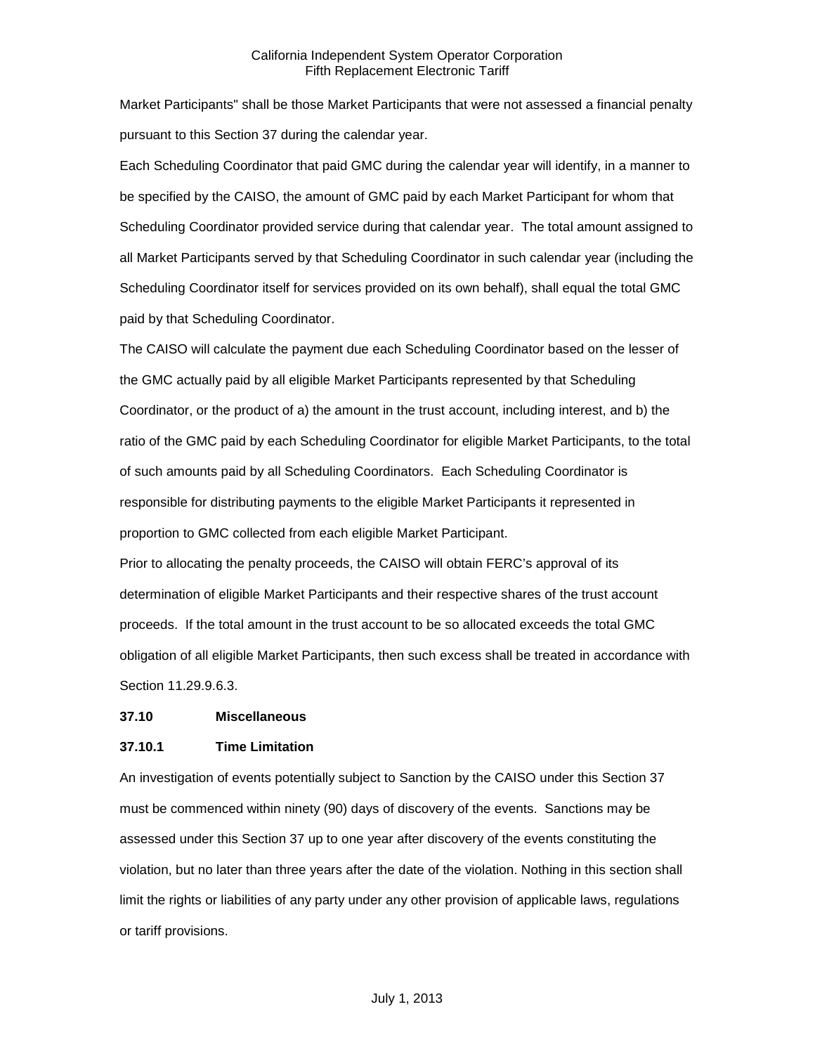Market Participants" shall be those Market Participants that were not assessed a financial penalty pursuant to this Section 37 during the calendar year.

Each Scheduling Coordinator that paid GMC during the calendar year will identify, in a manner to be specified by the CAISO, the amount of GMC paid by each Market Participant for whom that Scheduling Coordinator provided service during that calendar year. The total amount assigned to all Market Participants served by that Scheduling Coordinator in such calendar year (including the Scheduling Coordinator itself for services provided on its own behalf), shall equal the total GMC paid by that Scheduling Coordinator.

The CAISO will calculate the payment due each Scheduling Coordinator based on the lesser of the GMC actually paid by all eligible Market Participants represented by that Scheduling Coordinator, or the product of a) the amount in the trust account, including interest, and b) the ratio of the GMC paid by each Scheduling Coordinator for eligible Market Participants, to the total of such amounts paid by all Scheduling Coordinators. Each Scheduling Coordinator is responsible for distributing payments to the eligible Market Participants it represented in proportion to GMC collected from each eligible Market Participant.

Prior to allocating the penalty proceeds, the CAISO will obtain FERC's approval of its determination of eligible Market Participants and their respective shares of the trust account proceeds. If the total amount in the trust account to be so allocated exceeds the total GMC obligation of all eligible Market Participants, then such excess shall be treated in accordance with Section 11.29.9.6.3.

**37.10 Miscellaneous**

**37.10.1 Time Limitation**

An investigation of events potentially subject to Sanction by the CAISO under this Section 37 must be commenced within ninety (90) days of discovery of the events. Sanctions may be assessed under this Section 37 up to one year after discovery of the events constituting the violation, but no later than three years after the date of the violation. Nothing in this section shall limit the rights or liabilities of any party under any other provision of applicable laws, regulations or tariff provisions.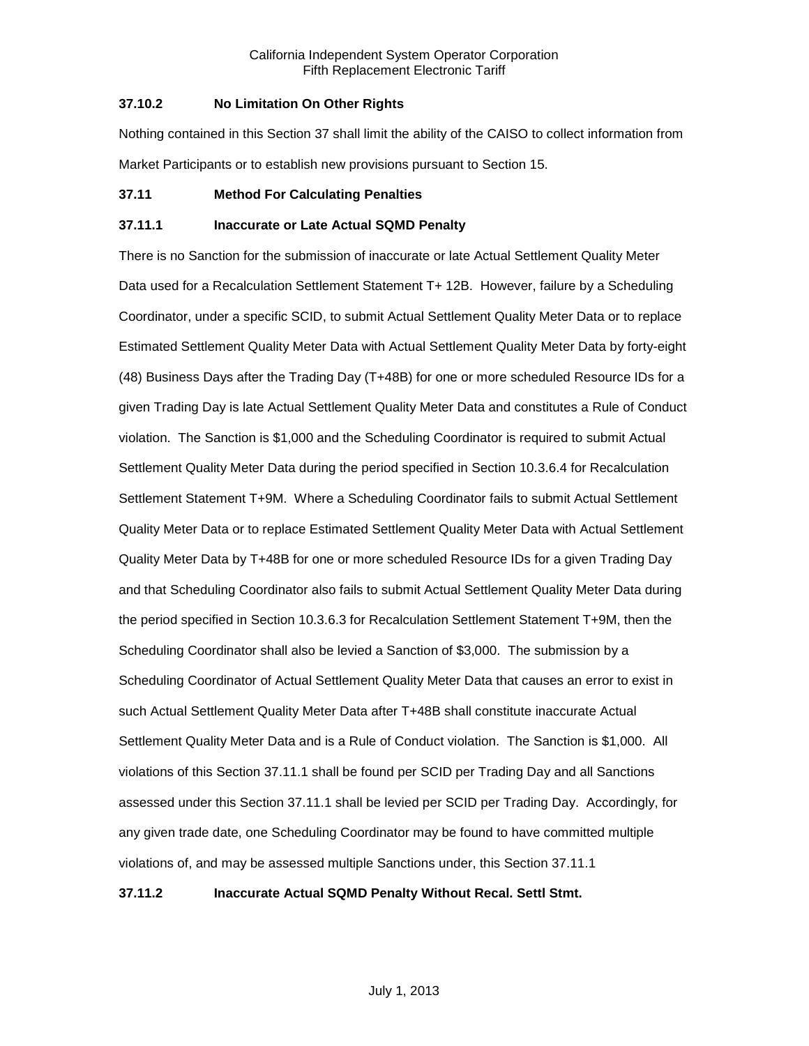### 37.10.2 No Limitation On Other Rights

Nothing contained in this Section 37 shall limit the ability of the CAISO to collect information from Market Participants or to establish new provisions pursuant to Section 15.

## 37.11 Method For Calculating Penalties

### 37.11.1 Inaccurate or Late Actual SQMD Penalty

There is no Sanction for the submission of inaccurate or late Actual Settlement Quality Meter Data used for a Recalculation Settlement Statement T+ 12B. However, failure by a Scheduling Coordinator, under a specific SCID, to submit Actual Settlement Quality Meter Data or to replace Estimated Settlement Quality Meter Data with Actual Settlement Quality Meter Data by forty-eight (48) Business Days after the Trading Day (T+48B) for one or more scheduled Resource IDs for a given Trading Day is late Actual Settlement Quality Meter Data and constitutes a Rule of Conduct violation. The Sanction is $1,000 and the Scheduling Coordinator is required to submit Actual Settlement Quality Meter Data during the period specified in Section 10.3.6.4 for Recalculation Settlement Statement T+9M. Where a Scheduling Coordinator fails to submit Actual Settlement Quality Meter Data or to replace Estimated Settlement Quality Meter Data with Actual Settlement Quality Meter Data by T+48B for one or more scheduled Resource IDs for a given Trading Day and that Scheduling Coordinator also fails to submit Actual Settlement Quality Meter Data during the period specified in Section 10.3.6.3 for Recalculation Settlement Statement T+9M, then the Scheduling Coordinator shall also be levied a Sanction of $3,000. The submission by a Scheduling Coordinator of Actual Settlement Quality Meter Data that causes an error to exist in such Actual Settlement Quality Meter Data after T+48B shall constitute inaccurate Actual Settlement Quality Meter Data and is a Rule of Conduct violation. The Sanction is $1,000. All violations of this Section 37.11.1 shall be found per SCID per Trading Day and all Sanctions assessed under this Section 37.11.1 shall be levied per SCID per Trading Day. Accordingly, for any given trade date, one Scheduling Coordinator may be found to have committed multiple violations of, and may be assessed multiple Sanctions under, this Section 37.11.1

### 37.11.2 Inaccurate Actual SQMD Penalty Without Recal. Settl Stmt.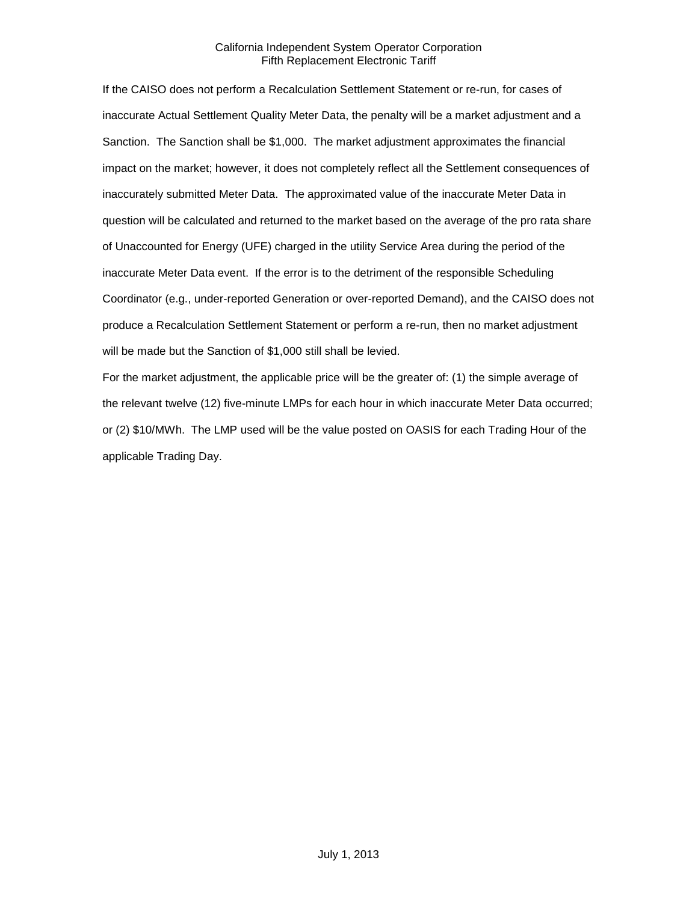If the CAISO does not perform a Recalculation Settlement Statement or re-run, for cases of inaccurate Actual Settlement Quality Meter Data, the penalty will be a market adjustment and a Sanction. The Sanction shall be $1,000. The market adjustment approximates the financial impact on the market; however, it does not completely reflect all the Settlement consequences of inaccurately submitted Meter Data. The approximated value of the inaccurate Meter Data in question will be calculated and returned to the market based on the average of the pro rata share of Unaccounted for Energy (UFE) charged in the utility Service Area during the period of the inaccurate Meter Data event. If the error is to the detriment of the responsible Scheduling Coordinator (e.g., under-reported Generation or over-reported Demand), and the CAISO does not produce a Recalculation Settlement Statement or perform a re-run, then no market adjustment will be made but the Sanction of $1,000 still shall be levied.

For the market adjustment, the applicable price will be the greater of: (1) the simple average of the relevant twelve (12) five-minute LMPs for each hour in which inaccurate Meter Data occurred; or (2) $10/MWh. The LMP used will be the value posted on OASIS for each Trading Hour of the applicable Trading Day.